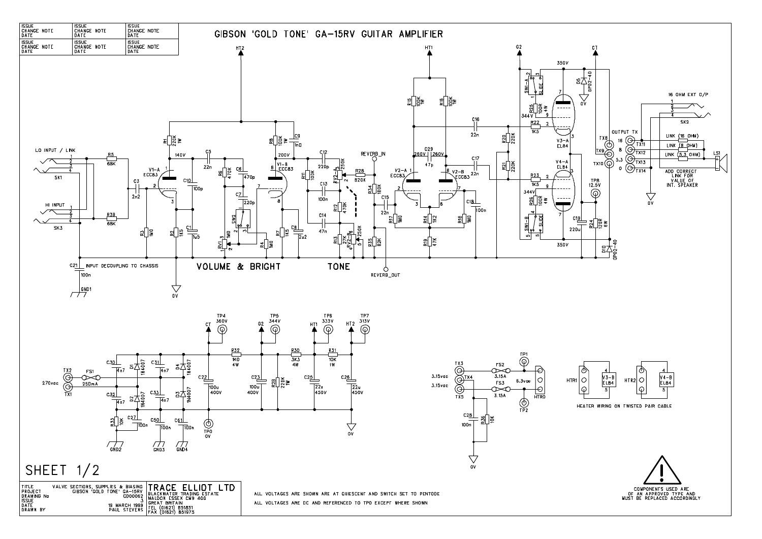# GIBSON 'GOLD TONE' GA-15RV GUITAR AMPLIFIER

| ISSUE<br>CHANGE NOTE<br>DATE | ISSUE<br>CHANGE NOTE<br>DATE | ISSUE<br>CHANGE NOTE<br>DATE |
|---|---|---|
| ISSUE<br>CHANGE NOTE<br>DATE | ISSUE<br>CHANGE NOTE<br>DATE | ISSUE<br>CHANGE NOTE<br>DATE |

LO INPUT / LINK

SK1

HI INPUT

SK3

C21 INPUT DECOUPLING TO CHASSIS

VOLUME & BRIGHT

TONE

REVERB_IN

REVERB_OUT

16 OHM EXT O/P

SK2

OUTPUT TX

LINK (16 OHM)

LINK (8 OHM)

LINK (5.3 OHM)

ADD CORRECT LINK FOR VALUE OF INT. SPEAKER

HEATER WIRING ON TWISTED PAIR CABLE

# SHEET 1/2

| | |
|---|---|
| TITLE | VALVE SECTIONS, SUPPLIES & BIASING |
| PROJECT | GIBSON 'GOLD TONE' GA-15RV |
| DRAWING No | CD00062 |
| ISSUE | 3 |
| DATE | 19 MARCH 1999 |
| DRAWN BY | PAUL STEVENS |

TRACE ELLIOT LTD
BLACKWATER TRADING ESTATE
MALDON ESSEX CM9 4GG
GREAT BRITAIN
TEL (01621) 851851
FAX (01621) 851975

ALL VOLTAGES ARE SHOWN ARE AT QUIESCENT AND SWITCH SET TO PENTODE

ALL VOLTAGES ARE DC AND REFERENCED TO TP0 EXCEPT WHERE SHOWN

COMPONENTS USED ARE OF AN APPROVED TYPE AND MUST BE REPLACED ACCORDINGLY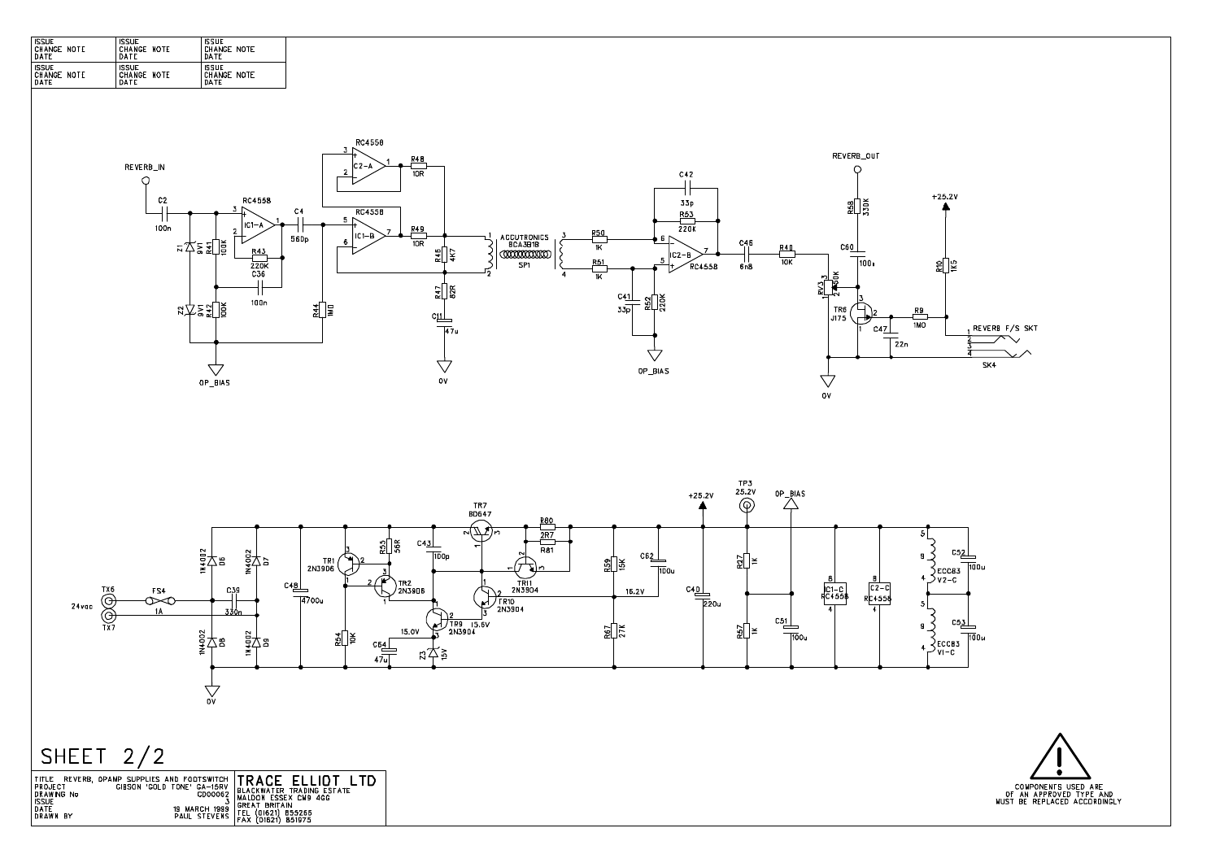| ISSUE | ISSUE | ISSUE |
| --- | --- | --- |
| CHANGE NOTE | CHANGE NOTE | CHANGE NOTE |
| DATE | DATE | DATE |
| ISSUE | ISSUE | ISSUE |
| CHANGE NOTE | CHANGE NOTE | CHANGE NOTE |
| DATE | DATE | DATE |

REVERB_IN

C2 100n, Z1 9V1, Z2 9V1, R41 100K, R42 100K, RC4558 IC1-A, R43 220K, C36 100n, C4 560p, R44 1M0, OP_BIAS

RC4558 IC2-A, R48 10R, RC4558 IC1-B, R49 10R, R45 4K7, R47 82R, C11 47u, 0V

ACCUTRONICS 8CA3B1B SP1

R50 1K, R51 1K, C41 33p, R52 220K, OP_BIAS, C42 33p, R53 220K, IC2-B RC4558, C46 6n8, R40 10K

REVERB_OUT

R58 330K, C60 100n, RV3 250K, TR6 J175, C47 22n, R9 1M0, +25.2V, R10 1K5, REVERB F/S SKT, SK4, 0V

TX6, TX7, 24vac, FS4 1A, C39 330n, D6 1N4002, D7 1N4002, D8 1N4002, D9 1N4002, 0V

C48 4700u, TR1 2N3906, R55 56R, TR2 2N3906, R54 10K, C43 100p, TR7 BD647, R80 2R7, R81, TR11 2N3904, TR10 2N3904, TR9 2N3904, 15.0V, 15.6V, C64 47u, Z3 15V

R59 15K, C62 100u, 16.2V, R67 27K, +25.2V, C40 220u, TP3 25.2V, OP_BIAS, R27 1K, R57 1K, C51 100u, IC1-C RC4558, C2-C RC4558, ECC83 V2-C, ECC83 V1-C, C52 100u, C53 100u

# SHEET 2/2

| | |
| --- | --- |
| TITLE | REVERB, OPAMP SUPPLIES AND FOOTSWITCH |
| PROJECT | GIBSON 'GOLD TONE' GA-15RV |
| DRAWING No | CD00062 |
| ISSUE | 3 |
| DATE | 19 MARCH 1999 |
| DRAWN BY | PAUL STEVENS |

TRACE ELLIOT LTD
BLACKWATER TRADING ESTATE
MALDON ESSEX CM9 4GG
GREAT BRITAIN
TEL (01621) 855265
FAX (01621) 851975

COMPONENTS USED ARE OF AN APPROVED TYPE AND MUST BE REPLACED ACCORDINGLY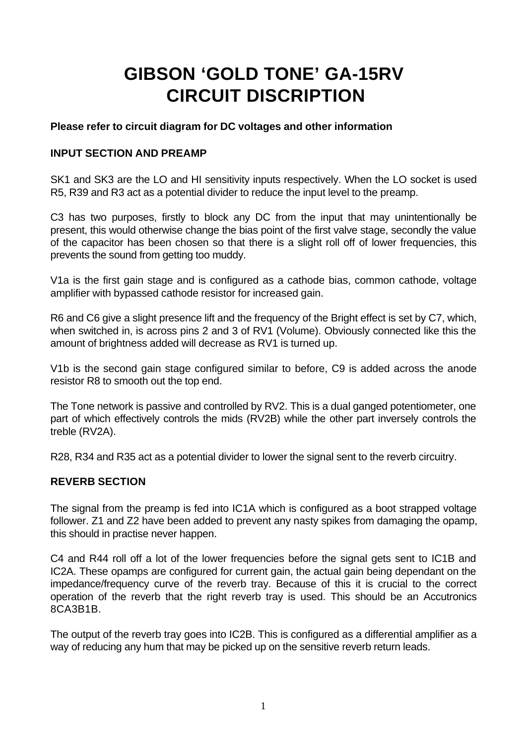# GIBSON 'GOLD TONE' GA-15RV
# CIRCUIT DISCRIPTION

**Please refer to circuit diagram for DC voltages and other information**

**INPUT SECTION AND PREAMP**

SK1 and SK3 are the LO and HI sensitivity inputs respectively. When the LO socket is used R5, R39 and R3 act as a potential divider to reduce the input level to the preamp.

C3 has two purposes, firstly to block any DC from the input that may unintentionally be present, this would otherwise change the bias point of the first valve stage, secondly the value of the capacitor has been chosen so that there is a slight roll off of lower frequencies, this prevents the sound from getting too muddy.

V1a is the first gain stage and is configured as a cathode bias, common cathode, voltage amplifier with bypassed cathode resistor for increased gain.

R6 and C6 give a slight presence lift and the frequency of the Bright effect is set by C7, which, when switched in, is across pins 2 and 3 of RV1 (Volume). Obviously connected like this the amount of brightness added will decrease as RV1 is turned up.

V1b is the second gain stage configured similar to before, C9 is added across the anode resistor R8 to smooth out the top end.

The Tone network is passive and controlled by RV2. This is a dual ganged potentiometer, one part of which effectively controls the mids (RV2B) while the other part inversely controls the treble (RV2A).

R28, R34 and R35 act as a potential divider to lower the signal sent to the reverb circuitry.

**REVERB SECTION**

The signal from the preamp is fed into IC1A which is configured as a boot strapped voltage follower. Z1 and Z2 have been added to prevent any nasty spikes from damaging the opamp, this should in practise never happen.

C4 and R44 roll off a lot of the lower frequencies before the signal gets sent to IC1B and IC2A. These opamps are configured for current gain, the actual gain being dependant on the impedance/frequency curve of the reverb tray. Because of this it is crucial to the correct operation of the reverb that the right reverb tray is used. This should be an Accutronics 8CA3B1B.

The output of the reverb tray goes into IC2B. This is configured as a differential amplifier as a way of reducing any hum that may be picked up on the sensitive reverb return leads.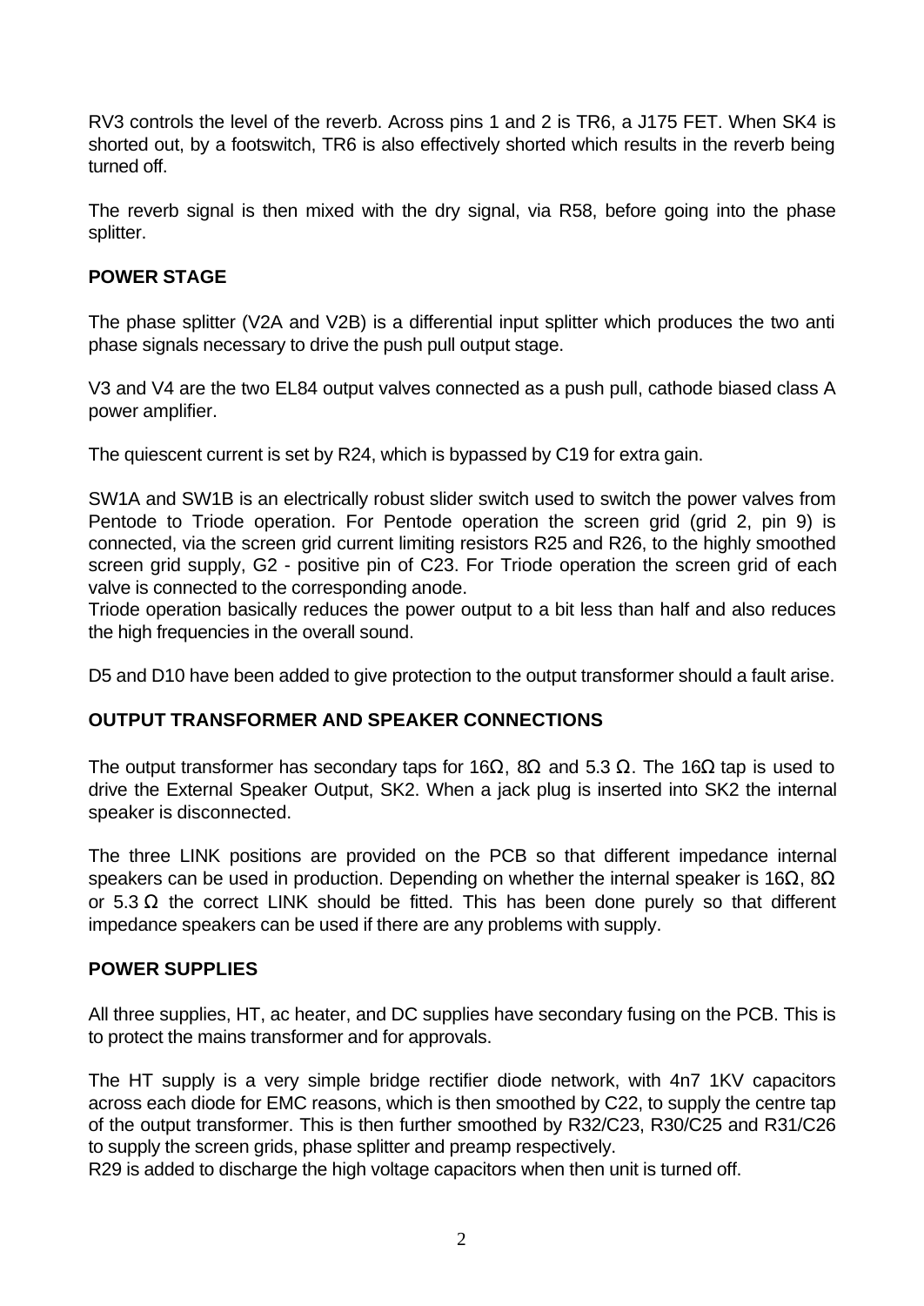RV3 controls the level of the reverb. Across pins 1 and 2 is TR6, a J175 FET. When SK4 is shorted out, by a footswitch, TR6 is also effectively shorted which results in the reverb being turned off.

The reverb signal is then mixed with the dry signal, via R58, before going into the phase splitter.

## POWER STAGE

The phase splitter (V2A and V2B) is a differential input splitter which produces the two anti phase signals necessary to drive the push pull output stage.

V3 and V4 are the two EL84 output valves connected as a push pull, cathode biased class A power amplifier.

The quiescent current is set by R24, which is bypassed by C19 for extra gain.

SW1A and SW1B is an electrically robust slider switch used to switch the power valves from Pentode to Triode operation. For Pentode operation the screen grid (grid 2, pin 9) is connected, via the screen grid current limiting resistors R25 and R26, to the highly smoothed screen grid supply, G2 - positive pin of C23. For Triode operation the screen grid of each valve is connected to the corresponding anode.
Triode operation basically reduces the power output to a bit less than half and also reduces the high frequencies in the overall sound.

D5 and D10 have been added to give protection to the output transformer should a fault arise.

## OUTPUT TRANSFORMER AND SPEAKER CONNECTIONS

The output transformer has secondary taps for 16Ω, 8Ω and 5.3 Ω. The 16Ω tap is used to drive the External Speaker Output, SK2. When a jack plug is inserted into SK2 the internal speaker is disconnected.

The three LINK positions are provided on the PCB so that different impedance internal speakers can be used in production. Depending on whether the internal speaker is 16Ω, 8Ω or 5.3 Ω the correct LINK should be fitted. This has been done purely so that different impedance speakers can be used if there are any problems with supply.

## POWER SUPPLIES

All three supplies, HT, ac heater, and DC supplies have secondary fusing on the PCB. This is to protect the mains transformer and for approvals.

The HT supply is a very simple bridge rectifier diode network, with 4n7 1KV capacitors across each diode for EMC reasons, which is then smoothed by C22, to supply the centre tap of the output transformer. This is then further smoothed by R32/C23, R30/C25 and R31/C26 to supply the screen grids, phase splitter and preamp respectively.
R29 is added to discharge the high voltage capacitors when then unit is turned off.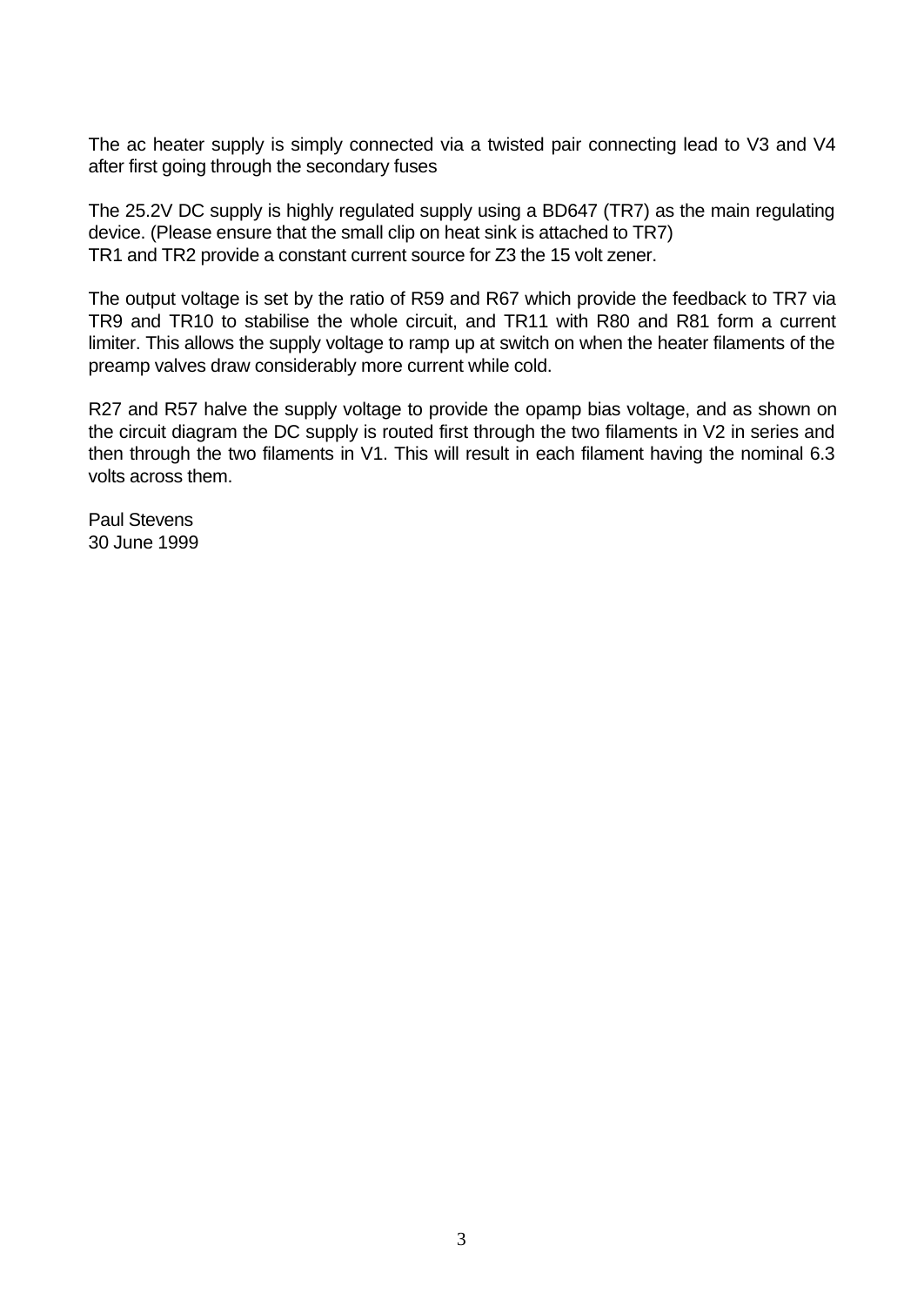The ac heater supply is simply connected via a twisted pair connecting lead to V3 and V4 after first going through the secondary fuses

The 25.2V DC supply is highly regulated supply using a BD647 (TR7) as the main regulating device. (Please ensure that the small clip on heat sink is attached to TR7)
TR1 and TR2 provide a constant current source for Z3 the 15 volt zener.

The output voltage is set by the ratio of R59 and R67 which provide the feedback to TR7 via TR9 and TR10 to stabilise the whole circuit, and TR11 with R80 and R81 form a current limiter. This allows the supply voltage to ramp up at switch on when the heater filaments of the preamp valves draw considerably more current while cold.

R27 and R57 halve the supply voltage to provide the opamp bias voltage, and as shown on the circuit diagram the DC supply is routed first through the two filaments in V2 in series and then through the two filaments in V1. This will result in each filament having the nominal 6.3 volts across them.

Paul Stevens
30 June 1999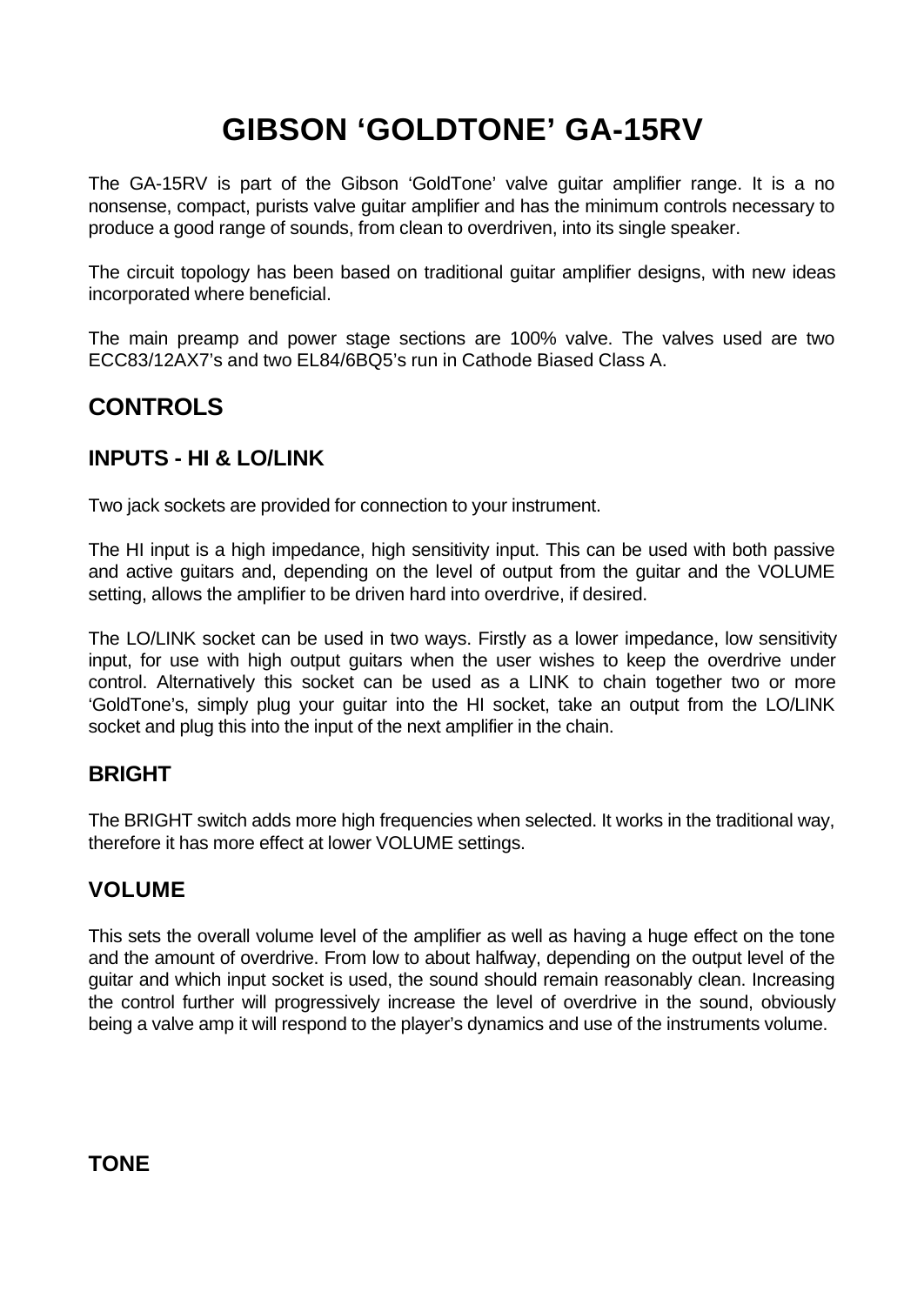# GIBSON 'GOLDTONE' GA-15RV

The GA-15RV is part of the Gibson 'GoldTone' valve guitar amplifier range. It is a no nonsense, compact, purists valve guitar amplifier and has the minimum controls necessary to produce a good range of sounds, from clean to overdriven, into its single speaker.

The circuit topology has been based on traditional guitar amplifier designs, with new ideas incorporated where beneficial.

The main preamp and power stage sections are 100% valve. The valves used are two ECC83/12AX7's and two EL84/6BQ5's run in Cathode Biased Class A.

## CONTROLS

### INPUTS - HI & LO/LINK

Two jack sockets are provided for connection to your instrument.

The HI input is a high impedance, high sensitivity input. This can be used with both passive and active guitars and, depending on the level of output from the guitar and the VOLUME setting, allows the amplifier to be driven hard into overdrive, if desired.

The LO/LINK socket can be used in two ways. Firstly as a lower impedance, low sensitivity input, for use with high output guitars when the user wishes to keep the overdrive under control. Alternatively this socket can be used as a LINK to chain together two or more 'GoldTone's, simply plug your guitar into the HI socket, take an output from the LO/LINK socket and plug this into the input of the next amplifier in the chain.

### BRIGHT

The BRIGHT switch adds more high frequencies when selected. It works in the traditional way, therefore it has more effect at lower VOLUME settings.

### VOLUME

This sets the overall volume level of the amplifier as well as having a huge effect on the tone and the amount of overdrive. From low to about halfway, depending on the output level of the guitar and which input socket is used, the sound should remain reasonably clean. Increasing the control further will progressively increase the level of overdrive in the sound, obviously being a valve amp it will respond to the player's dynamics and use of the instruments volume.

### TONE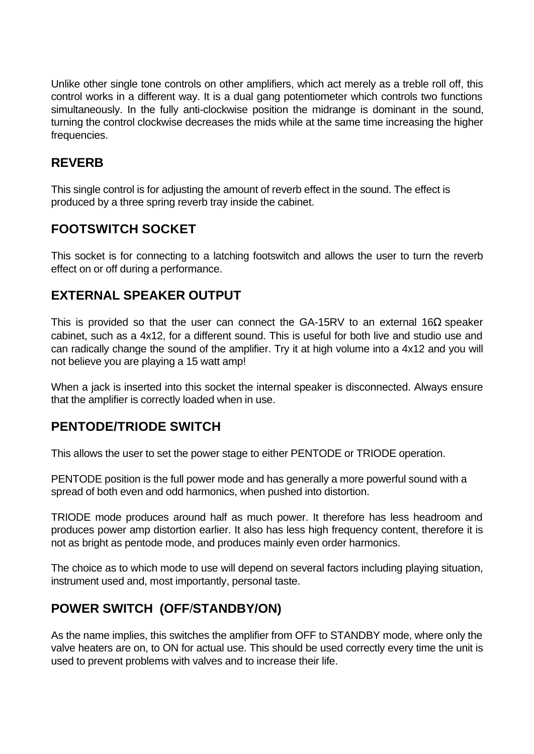Unlike other single tone controls on other amplifiers, which act merely as a treble roll off, this control works in a different way. It is a dual gang potentiometer which controls two functions simultaneously. In the fully anti-clockwise position the midrange is dominant in the sound, turning the control clockwise decreases the mids while at the same time increasing the higher frequencies.

## REVERB

This single control is for adjusting the amount of reverb effect in the sound. The effect is produced by a three spring reverb tray inside the cabinet.

## FOOTSWITCH SOCKET

This socket is for connecting to a latching footswitch and allows the user to turn the reverb effect on or off during a performance.

## EXTERNAL SPEAKER OUTPUT

This is provided so that the user can connect the GA-15RV to an external 16Ω speaker cabinet, such as a 4x12, for a different sound. This is useful for both live and studio use and can radically change the sound of the amplifier. Try it at high volume into a 4x12 and you will not believe you are playing a 15 watt amp!

When a jack is inserted into this socket the internal speaker is disconnected. Always ensure that the amplifier is correctly loaded when in use.

## PENTODE/TRIODE SWITCH

This allows the user to set the power stage to either PENTODE or TRIODE operation.

PENTODE position is the full power mode and has generally a more powerful sound with a spread of both even and odd harmonics, when pushed into distortion.

TRIODE mode produces around half as much power. It therefore has less headroom and produces power amp distortion earlier. It also has less high frequency content, therefore it is not as bright as pentode mode, and produces mainly even order harmonics.

The choice as to which mode to use will depend on several factors including playing situation, instrument used and, most importantly, personal taste.

## POWER SWITCH (OFF/STANDBY/ON)

As the name implies, this switches the amplifier from OFF to STANDBY mode, where only the valve heaters are on, to ON for actual use. This should be used correctly every time the unit is used to prevent problems with valves and to increase their life.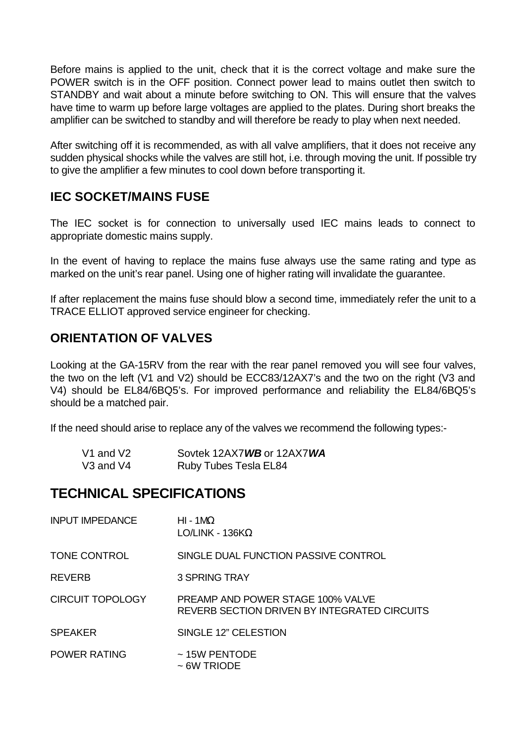Before mains is applied to the unit, check that it is the correct voltage and make sure the POWER switch is in the OFF position. Connect power lead to mains outlet then switch to STANDBY and wait about a minute before switching to ON. This will ensure that the valves have time to warm up before large voltages are applied to the plates. During short breaks the amplifier can be switched to standby and will therefore be ready to play when next needed.

After switching off it is recommended, as with all valve amplifiers, that it does not receive any sudden physical shocks while the valves are still hot, i.e. through moving the unit. If possible try to give the amplifier a few minutes to cool down before transporting it.

### IEC SOCKET/MAINS FUSE

The IEC socket is for connection to universally used IEC mains leads to connect to appropriate domestic mains supply.

In the event of having to replace the mains fuse always use the same rating and type as marked on the unit's rear panel. Using one of higher rating will invalidate the guarantee.

If after replacement the mains fuse should blow a second time, immediately refer the unit to a TRACE ELLIOT approved service engineer for checking.

### ORIENTATION OF VALVES

Looking at the GA-15RV from the rear with the rear panel removed you will see four valves, the two on the left (V1 and V2) should be ECC83/12AX7's and the two on the right (V3 and V4) should be EL84/6BQ5's. For improved performance and reliability the EL84/6BQ5's should be a matched pair.

If the need should arise to replace any of the valves we recommend the following types:-

| | |
|---|---|
| V1 and V2 | Sovtek 12AX7***WB*** or 12AX7***WA*** |
| V3 and V4 | Ruby Tubes Tesla EL84 |

## TECHNICAL SPECIFICATIONS

| | |
|---|---|
| INPUT IMPEDANCE | HI - 1MΩ<br>LO/LINK - 136KΩ |
| TONE CONTROL | SINGLE DUAL FUNCTION PASSIVE CONTROL |
| REVERB | 3 SPRING TRAY |
| CIRCUIT TOPOLOGY | PREAMP AND POWER STAGE 100% VALVE<br>REVERB SECTION DRIVEN BY INTEGRATED CIRCUITS |
| SPEAKER | SINGLE 12" CELESTION |
| POWER RATING | ~ 15W PENTODE<br>~ 6W TRIODE |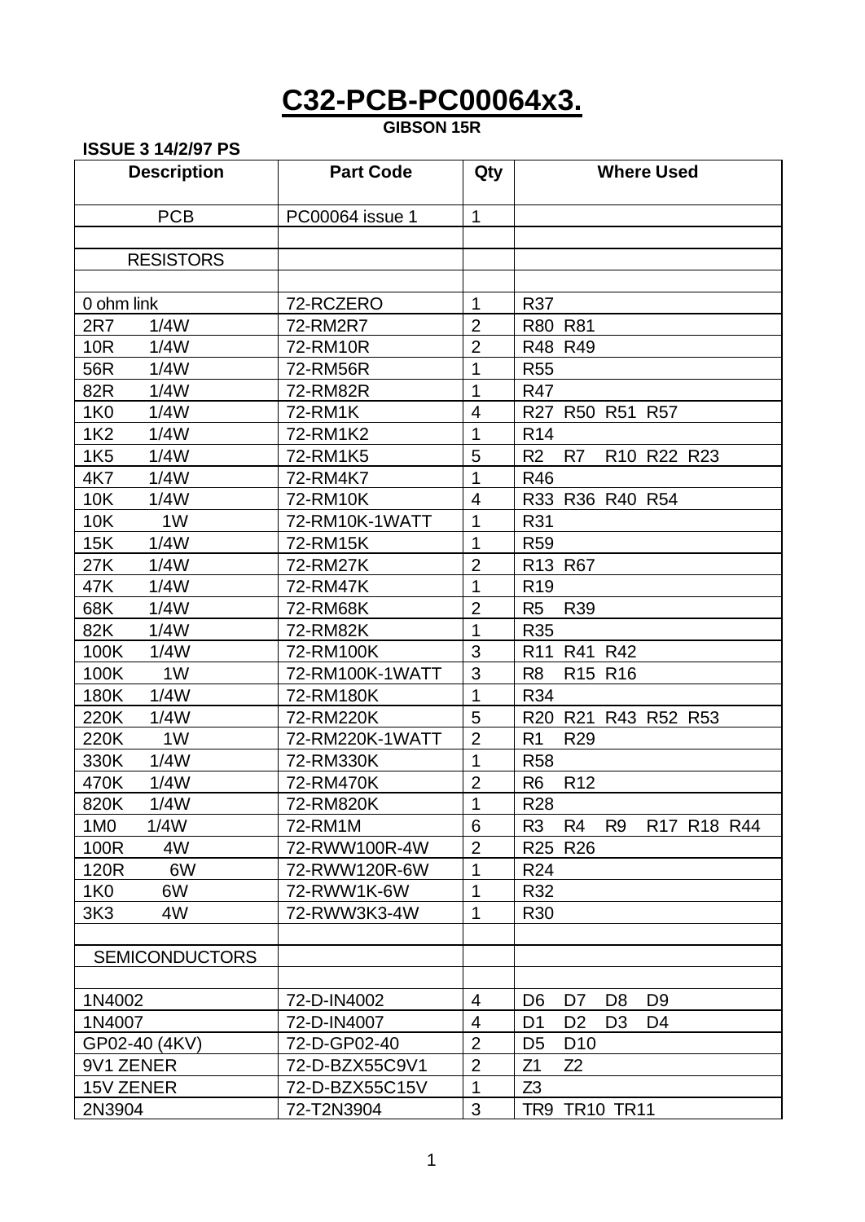# C32-PCB-PC00064x3.

**GIBSON 15R**

**ISSUE 3 14/2/97 PS**

| Description | Part Code | Qty | Where Used |
|---|---|---|---|
| PCB | PC00064 issue 1 | 1 | |
| | | | |
| RESISTORS | | | |
| | | | |
| 0 ohm link | 72-RCZERO | 1 | R37 |
| 2R7 1/4W | 72-RM2R7 | 2 | R80 R81 |
| 10R 1/4W | 72-RM10R | 2 | R48 R49 |
| 56R 1/4W | 72-RM56R | 1 | R55 |
| 82R 1/4W | 72-RM82R | 1 | R47 |
| 1K0 1/4W | 72-RM1K | 4 | R27 R50 R51 R57 |
| 1K2 1/4W | 72-RM1K2 | 1 | R14 |
| 1K5 1/4W | 72-RM1K5 | 5 | R2 R7 R10 R22 R23 |
| 4K7 1/4W | 72-RM4K7 | 1 | R46 |
| 10K 1/4W | 72-RM10K | 4 | R33 R36 R40 R54 |
| 10K 1W | 72-RM10K-1WATT | 1 | R31 |
| 15K 1/4W | 72-RM15K | 1 | R59 |
| 27K 1/4W | 72-RM27K | 2 | R13 R67 |
| 47K 1/4W | 72-RM47K | 1 | R19 |
| 68K 1/4W | 72-RM68K | 2 | R5 R39 |
| 82K 1/4W | 72-RM82K | 1 | R35 |
| 100K 1/4W | 72-RM100K | 3 | R11 R41 R42 |
| 100K 1W | 72-RM100K-1WATT | 3 | R8 R15 R16 |
| 180K 1/4W | 72-RM180K | 1 | R34 |
| 220K 1/4W | 72-RM220K | 5 | R20 R21 R43 R52 R53 |
| 220K 1W | 72-RM220K-1WATT | 2 | R1 R29 |
| 330K 1/4W | 72-RM330K | 1 | R58 |
| 470K 1/4W | 72-RM470K | 2 | R6 R12 |
| 820K 1/4W | 72-RM820K | 1 | R28 |
| 1M0 1/4W | 72-RM1M | 6 | R3 R4 R9 R17 R18 R44 |
| 100R 4W | 72-RWW100R-4W | 2 | R25 R26 |
| 120R 6W | 72-RWW120R-6W | 1 | R24 |
| 1K0 6W | 72-RWW1K-6W | 1 | R32 |
| 3K3 4W | 72-RWW3K3-4W | 1 | R30 |
| | | | |
| SEMICONDUCTORS | | | |
| | | | |
| 1N4002 | 72-D-IN4002 | 4 | D6 D7 D8 D9 |
| 1N4007 | 72-D-IN4007 | 4 | D1 D2 D3 D4 |
| GP02-40 (4KV) | 72-D-GP02-40 | 2 | D5 D10 |
| 9V1 ZENER | 72-D-BZX55C9V1 | 2 | Z1 Z2 |
| 15V ZENER | 72-D-BZX55C15V | 1 | Z3 |
| 2N3904 | 72-T2N3904 | 3 | TR9 TR10 TR11 |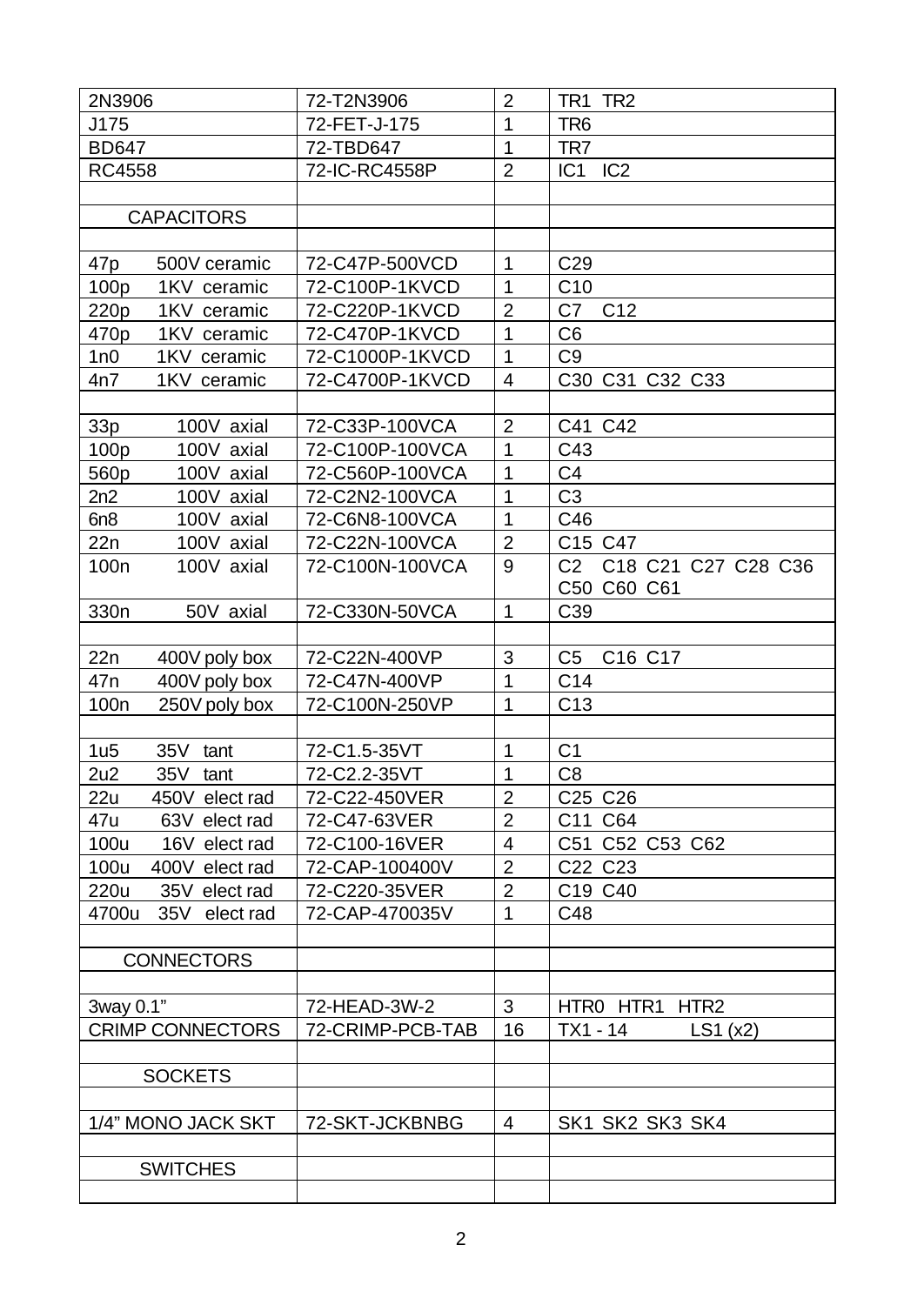| 2N3906 | 72-T2N3906 | 2 | TR1 TR2 |
|---|---|---|---|
| J175 | 72-FET-J-175 | 1 | TR6 |
| BD647 | 72-TBD647 | 1 | TR7 |
| RC4558 | 72-IC-RC4558P | 2 | IC1 IC2 |
| | | | |
| CAPACITORS | | | |
| | | | |
| 47p 500V ceramic | 72-C47P-500VCD | 1 | C29 |
| 100p 1KV ceramic | 72-C100P-1KVCD | 1 | C10 |
| 220p 1KV ceramic | 72-C220P-1KVCD | 2 | C7 C12 |
| 470p 1KV ceramic | 72-C470P-1KVCD | 1 | C6 |
| 1n0 1KV ceramic | 72-C1000P-1KVCD | 1 | C9 |
| 4n7 1KV ceramic | 72-C4700P-1KVCD | 4 | C30 C31 C32 C33 |
| | | | |
| 33p 100V axial | 72-C33P-100VCA | 2 | C41 C42 |
| 100p 100V axial | 72-C100P-100VCA | 1 | C43 |
| 560p 100V axial | 72-C560P-100VCA | 1 | C4 |
| 2n2 100V axial | 72-C2N2-100VCA | 1 | C3 |
| 6n8 100V axial | 72-C6N8-100VCA | 1 | C46 |
| 22n 100V axial | 72-C22N-100VCA | 2 | C15 C47 |
| 100n 100V axial | 72-C100N-100VCA | 9 | C2 C18 C21 C27 C28 C36 C50 C60 C61 |
| 330n 50V axial | 72-C330N-50VCA | 1 | C39 |
| | | | |
| 22n 400V poly box | 72-C22N-400VP | 3 | C5 C16 C17 |
| 47n 400V poly box | 72-C47N-400VP | 1 | C14 |
| 100n 250V poly box | 72-C100N-250VP | 1 | C13 |
| | | | |
| 1u5 35V tant | 72-C1.5-35VT | 1 | C1 |
| 2u2 35V tant | 72-C2.2-35VT | 1 | C8 |
| 22u 450V elect rad | 72-C22-450VER | 2 | C25 C26 |
| 47u 63V elect rad | 72-C47-63VER | 2 | C11 C64 |
| 100u 16V elect rad | 72-C100-16VER | 4 | C51 C52 C53 C62 |
| 100u 400V elect rad | 72-CAP-100400V | 2 | C22 C23 |
| 220u 35V elect rad | 72-C220-35VER | 2 | C19 C40 |
| 4700u 35V elect rad | 72-CAP-470035V | 1 | C48 |
| | | | |
| CONNECTORS | | | |
| | | | |
| 3way 0.1" | 72-HEAD-3W-2 | 3 | HTR0 HTR1 HTR2 |
| CRIMP CONNECTORS | 72-CRIMP-PCB-TAB | 16 | TX1 - 14 LS1 (x2) |
| | | | |
| SOCKETS | | | |
| | | | |
| 1/4" MONO JACK SKT | 72-SKT-JCKBNBG | 4 | SK1 SK2 SK3 SK4 |
| | | | |
| SWITCHES | | | |
| | | | |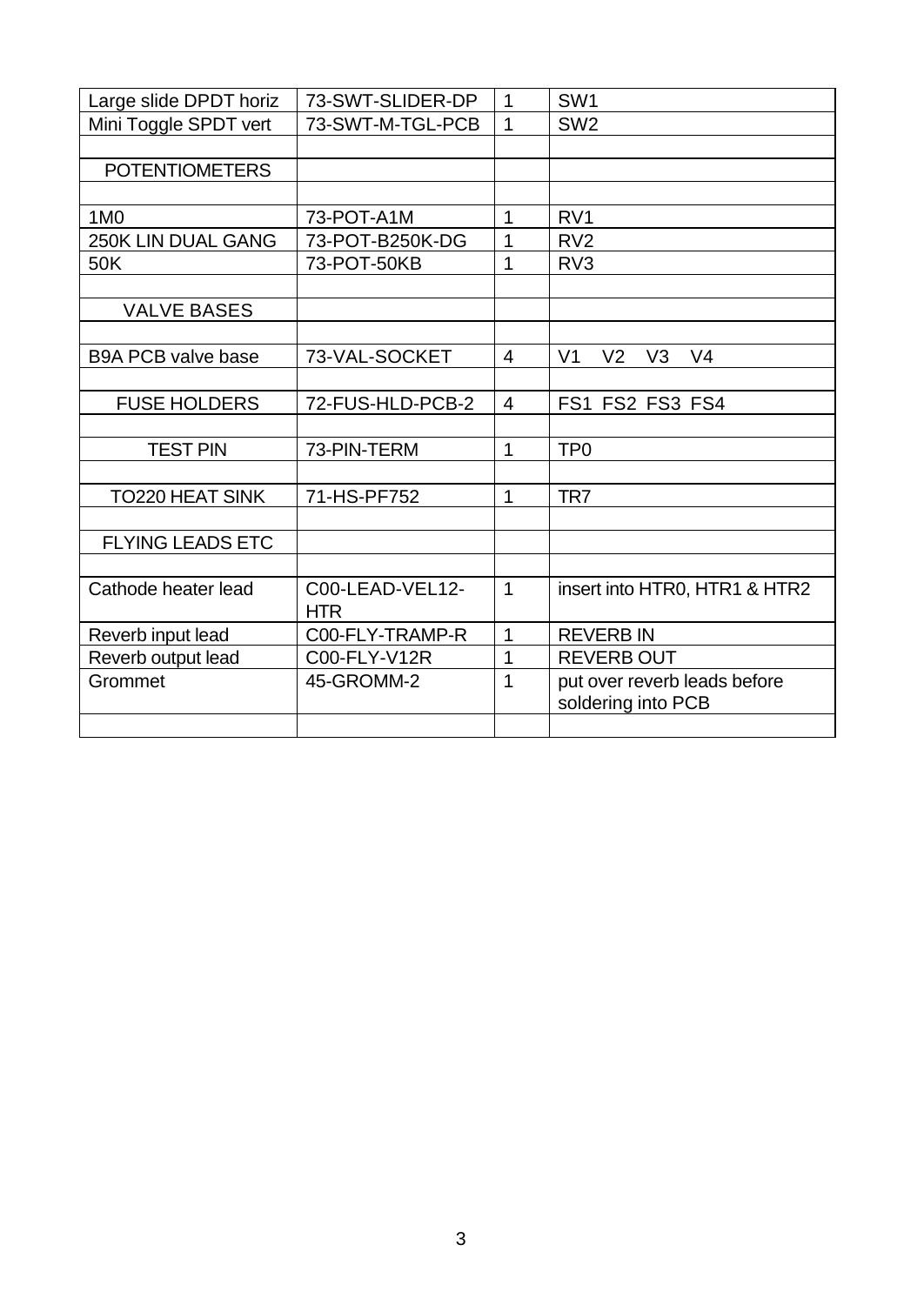| | | | |
|---|---|---|---|
| Large slide DPDT horiz | 73-SWT-SLIDER-DP | 1 | SW1 |
| Mini Toggle SPDT vert | 73-SWT-M-TGL-PCB | 1 | SW2 |
| | | | |
| POTENTIOMETERS | | | |
| | | | |
| 1M0 | 73-POT-A1M | 1 | RV1 |
| 250K LIN DUAL GANG | 73-POT-B250K-DG | 1 | RV2 |
| 50K | 73-POT-50KB | 1 | RV3 |
| | | | |
| VALVE BASES | | | |
| | | | |
| B9A PCB valve base | 73-VAL-SOCKET | 4 | V1 V2 V3 V4 |
| | | | |
| FUSE HOLDERS | 72-FUS-HLD-PCB-2 | 4 | FS1 FS2 FS3 FS4 |
| | | | |
| TEST PIN | 73-PIN-TERM | 1 | TP0 |
| | | | |
| TO220 HEAT SINK | 71-HS-PF752 | 1 | TR7 |
| | | | |
| FLYING LEADS ETC | | | |
| | | | |
| Cathode heater lead | C00-LEAD-VEL12-HTR | 1 | insert into HTR0, HTR1 & HTR2 |
| Reverb input lead | C00-FLY-TRAMP-R | 1 | REVERB IN |
| Reverb output lead | C00-FLY-V12R | 1 | REVERB OUT |
| Grommet | 45-GROMM-2 | 1 | put over reverb leads before soldering into PCB |
| | | | |